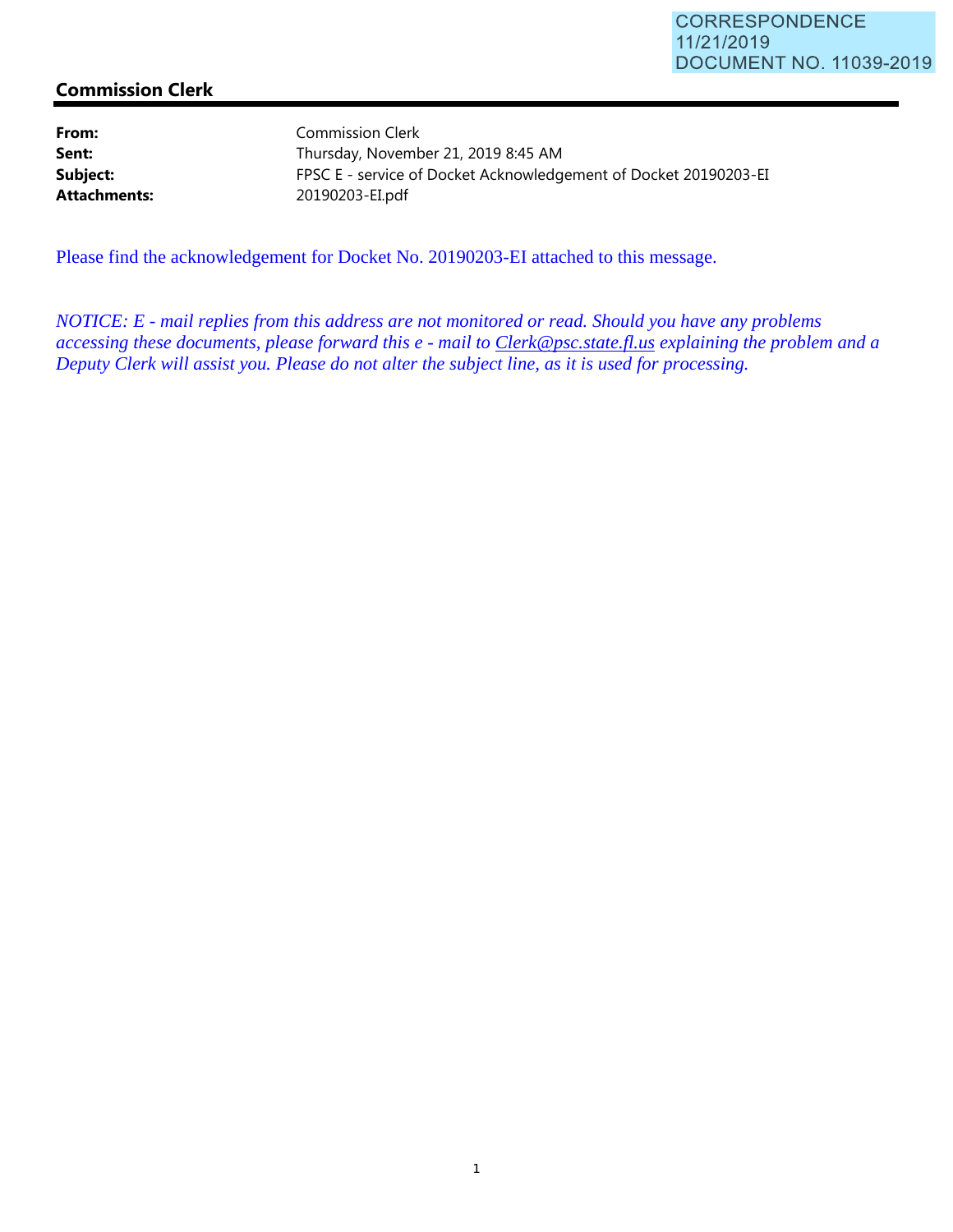CORRESPONDENCE
11/21/2019
DOCUMENT NO. 11039-2019

## Commission Clerk

| | |
|---|---|
| **From:** | Commission Clerk |
| **Sent:** | Thursday, November 21, 2019 8:45 AM |
| **Subject:** | FPSC E - service of Docket Acknowledgement of Docket 20190203-EI |
| **Attachments:** | 20190203-EI.pdf |

Please find the acknowledgement for Docket No. 20190203-EI attached to this message.

*NOTICE: E - mail replies from this address are not monitored or read. Should you have any problems accessing these documents, please forward this e - mail to Clerk@psc.state.fl.us explaining the problem and a Deputy Clerk will assist you. Please do not alter the subject line, as it is used for processing.*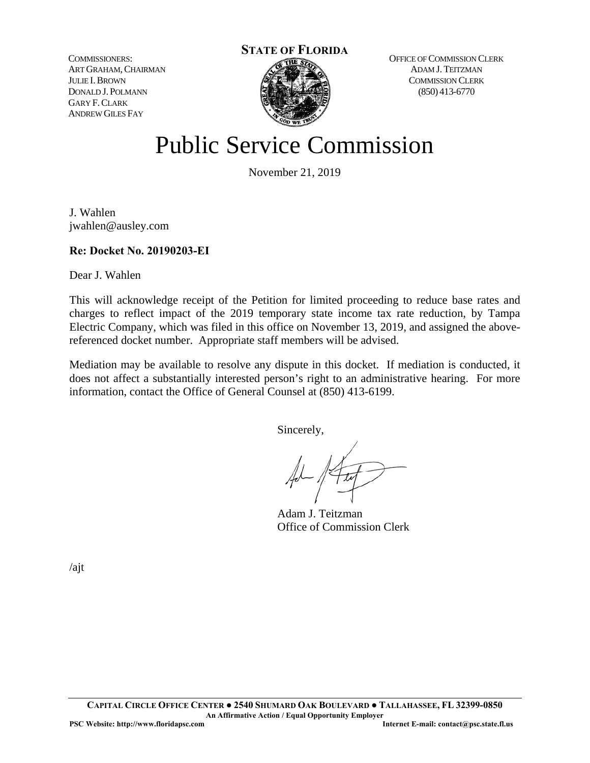COMMISSIONERS:
ART GRAHAM, CHAIRMAN
JULIE I. BROWN
DONALD J. POLMANN
GARY F. CLARK
ANDREW GILES FAY

**STATE OF FLORIDA**

OFFICE OF COMMISSION CLERK
ADAM J. TEITZMAN
COMMISSION CLERK
(850) 413-6770

# Public Service Commission

November 21, 2019

J. Wahlen
jwahlen@ausley.com

**Re: Docket No. 20190203-EI**

Dear J. Wahlen

This will acknowledge receipt of the Petition for limited proceeding to reduce base rates and charges to reflect impact of the 2019 temporary state income tax rate reduction, by Tampa Electric Company, which was filed in this office on November 13, 2019, and assigned the above-referenced docket number. Appropriate staff members will be advised.

Mediation may be available to resolve any dispute in this docket. If mediation is conducted, it does not affect a substantially interested person's right to an administrative hearing. For more information, contact the Office of General Counsel at (850) 413-6199.

Sincerely,

Adam J. Teitzman
Office of Commission Clerk

/ajt

**CAPITAL CIRCLE OFFICE CENTER ● 2540 SHUMARD OAK BOULEVARD ● TALLAHASSEE, FL 32399-0850**
**An Affirmative Action / Equal Opportunity Employer**
**PSC Website: http://www.floridapsc.com** **Internet E-mail: contact@psc.state.fl.us**